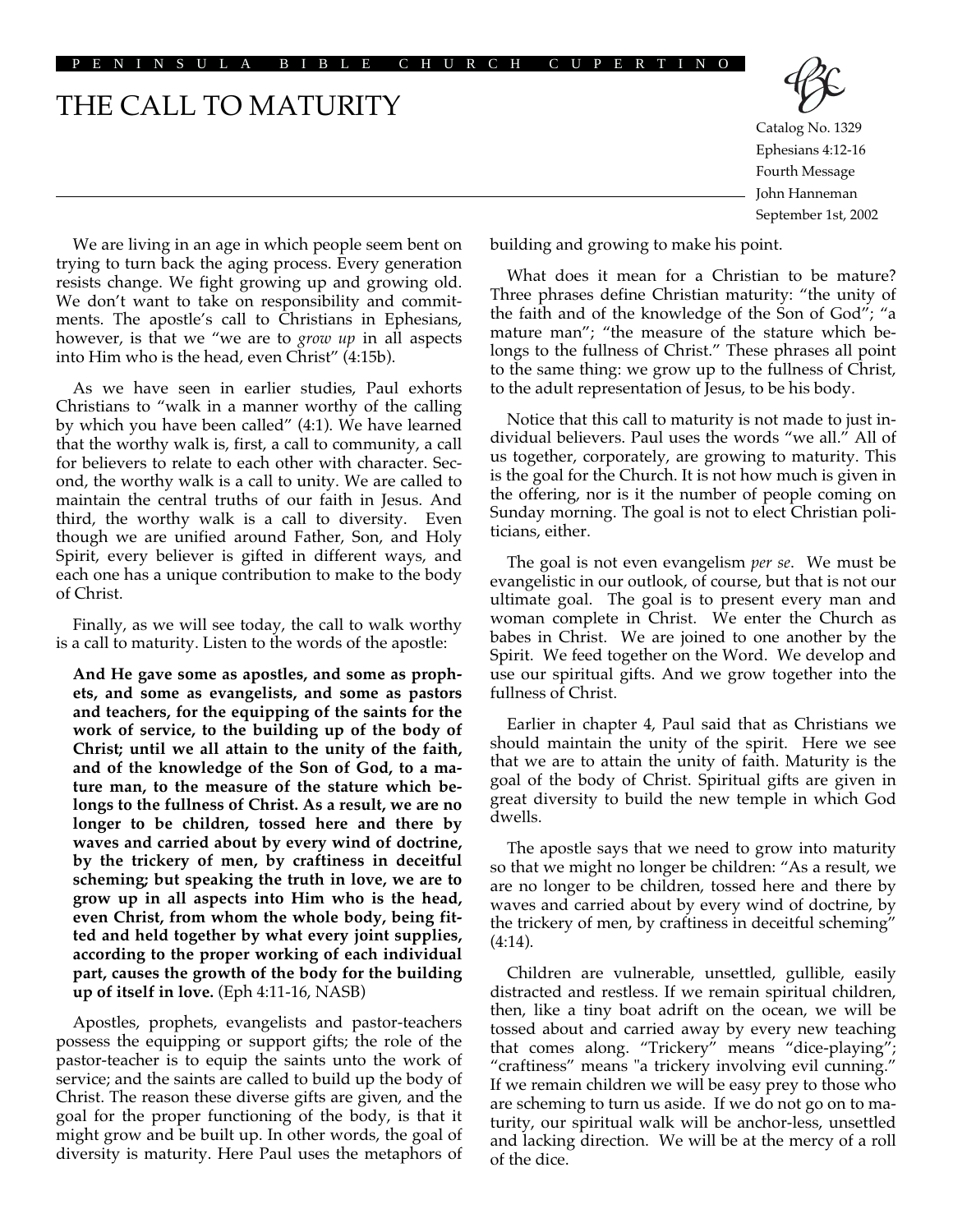PENINSULA BIBLE CHURCH CUPERTINO

# THE CALL TO MATURITY

Catalog No. 1329
Ephesians 4:12-16
Fourth Message
John Hanneman
September 1st, 2002

We are living in an age in which people seem bent on trying to turn back the aging process. Every generation resists change. We fight growing up and growing old. We don't want to take on responsibility and commitments. The apostle's call to Christians in Ephesians, however, is that we "we are to *grow up* in all aspects into Him who is the head, even Christ" (4:15b).

As we have seen in earlier studies, Paul exhorts Christians to "walk in a manner worthy of the calling by which you have been called" (4:1). We have learned that the worthy walk is, first, a call to community, a call for believers to relate to each other with character. Second, the worthy walk is a call to unity. We are called to maintain the central truths of our faith in Jesus. And third, the worthy walk is a call to diversity. Even though we are unified around Father, Son, and Holy Spirit, every believer is gifted in different ways, and each one has a unique contribution to make to the body of Christ.

Finally, as we will see today, the call to walk worthy is a call to maturity. Listen to the words of the apostle:

> **And He gave some as apostles, and some as prophets, and some as evangelists, and some as pastors and teachers, for the equipping of the saints for the work of service, to the building up of the body of Christ; until we all attain to the unity of the faith, and of the knowledge of the Son of God, to a mature man, to the measure of the stature which belongs to the fullness of Christ. As a result, we are no longer to be children, tossed here and there by waves and carried about by every wind of doctrine, by the trickery of men, by craftiness in deceitful scheming; but speaking the truth in love, we are to grow up in all aspects into Him who is the head, even Christ, from whom the whole body, being fitted and held together by what every joint supplies, according to the proper working of each individual part, causes the growth of the body for the building up of itself in love.** (Eph 4:11-16, NASB)

Apostles, prophets, evangelists and pastor-teachers possess the equipping or support gifts; the role of the pastor-teacher is to equip the saints unto the work of service; and the saints are called to build up the body of Christ. The reason these diverse gifts are given, and the goal for the proper functioning of the body, is that it might grow and be built up. In other words, the goal of diversity is maturity. Here Paul uses the metaphors of building and growing to make his point.

What does it mean for a Christian to be mature? Three phrases define Christian maturity: "the unity of the faith and of the knowledge of the Son of God"; "a mature man"; "the measure of the stature which belongs to the fullness of Christ." These phrases all point to the same thing: we grow up to the fullness of Christ, to the adult representation of Jesus, to be his body.

Notice that this call to maturity is not made to just individual believers. Paul uses the words "we all." All of us together, corporately, are growing to maturity. This is the goal for the Church. It is not how much is given in the offering, nor is it the number of people coming on Sunday morning. The goal is not to elect Christian politicians, either.

The goal is not even evangelism *per se*. We must be evangelistic in our outlook, of course, but that is not our ultimate goal. The goal is to present every man and woman complete in Christ. We enter the Church as babes in Christ. We are joined to one another by the Spirit. We feed together on the Word. We develop and use our spiritual gifts. And we grow together into the fullness of Christ.

Earlier in chapter 4, Paul said that as Christians we should maintain the unity of the spirit. Here we see that we are to attain the unity of faith. Maturity is the goal of the body of Christ. Spiritual gifts are given in great diversity to build the new temple in which God dwells.

The apostle says that we need to grow into maturity so that we might no longer be children: "As a result, we are no longer to be children, tossed here and there by waves and carried about by every wind of doctrine, by the trickery of men, by craftiness in deceitful scheming" (4:14).

Children are vulnerable, unsettled, gullible, easily distracted and restless. If we remain spiritual children, then, like a tiny boat adrift on the ocean, we will be tossed about and carried away by every new teaching that comes along. "Trickery" means "dice-playing"; "craftiness" means "a trickery involving evil cunning." If we remain children we will be easy prey to those who are scheming to turn us aside. If we do not go on to maturity, our spiritual walk will be anchor-less, unsettled and lacking direction. We will be at the mercy of a roll of the dice.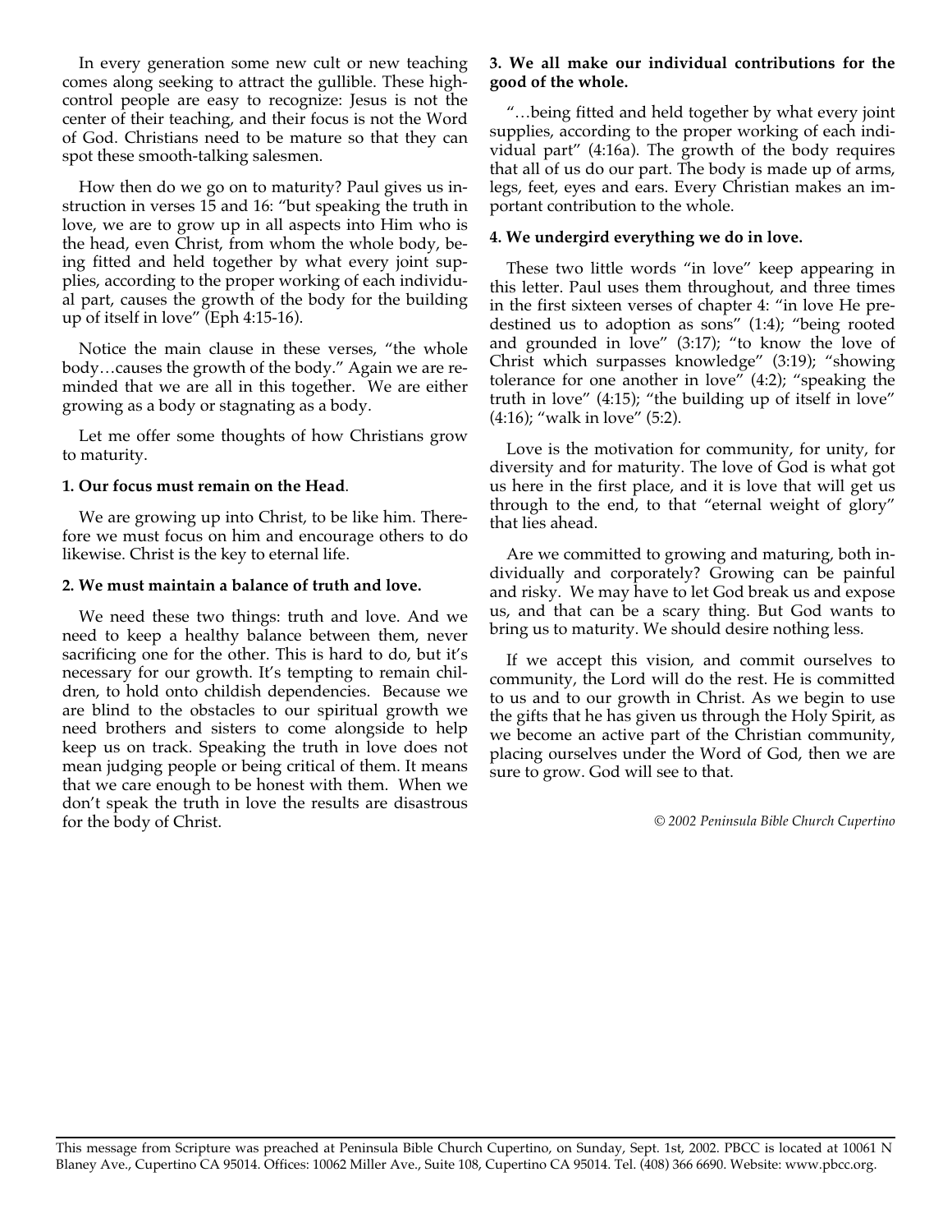In every generation some new cult or new teaching comes along seeking to attract the gullible. These high-control people are easy to recognize: Jesus is not the center of their teaching, and their focus is not the Word of God. Christians need to be mature so that they can spot these smooth-talking salesmen.

How then do we go on to maturity? Paul gives us instruction in verses 15 and 16: "but speaking the truth in love, we are to grow up in all aspects into Him who is the head, even Christ, from whom the whole body, being fitted and held together by what every joint supplies, according to the proper working of each individual part, causes the growth of the body for the building up of itself in love" (Eph 4:15-16).

Notice the main clause in these verses, "the whole body…causes the growth of the body." Again we are reminded that we are all in this together. We are either growing as a body or stagnating as a body.

Let me offer some thoughts of how Christians grow to maturity.

**1. Our focus must remain on the Head**.

We are growing up into Christ, to be like him. Therefore we must focus on him and encourage others to do likewise. Christ is the key to eternal life.

**2. We must maintain a balance of truth and love.**

We need these two things: truth and love. And we need to keep a healthy balance between them, never sacrificing one for the other. This is hard to do, but it's necessary for our growth. It's tempting to remain children, to hold onto childish dependencies. Because we are blind to the obstacles to our spiritual growth we need brothers and sisters to come alongside to help keep us on track. Speaking the truth in love does not mean judging people or being critical of them. It means that we care enough to be honest with them. When we don't speak the truth in love the results are disastrous for the body of Christ.

**3. We all make our individual contributions for the good of the whole.**

"…being fitted and held together by what every joint supplies, according to the proper working of each individual part" (4:16a). The growth of the body requires that all of us do our part. The body is made up of arms, legs, feet, eyes and ears. Every Christian makes an important contribution to the whole.

**4. We undergird everything we do in love.**

These two little words "in love" keep appearing in this letter. Paul uses them throughout, and three times in the first sixteen verses of chapter 4: "in love He predestined us to adoption as sons" (1:4); "being rooted and grounded in love" (3:17); "to know the love of Christ which surpasses knowledge" (3:19); "showing tolerance for one another in love" (4:2); "speaking the truth in love" (4:15); "the building up of itself in love" (4:16); "walk in love" (5:2).

Love is the motivation for community, for unity, for diversity and for maturity. The love of God is what got us here in the first place, and it is love that will get us through to the end, to that "eternal weight of glory" that lies ahead.

Are we committed to growing and maturing, both individually and corporately? Growing can be painful and risky. We may have to let God break us and expose us, and that can be a scary thing. But God wants to bring us to maturity. We should desire nothing less.

If we accept this vision, and commit ourselves to community, the Lord will do the rest. He is committed to us and to our growth in Christ. As we begin to use the gifts that he has given us through the Holy Spirit, as we become an active part of the Christian community, placing ourselves under the Word of God, then we are sure to grow. God will see to that.

*© 2002 Peninsula Bible Church Cupertino*

This message from Scripture was preached at Peninsula Bible Church Cupertino, on Sunday, Sept. 1st, 2002. PBCC is located at 10061 N Blaney Ave., Cupertino CA 95014. Offices: 10062 Miller Ave., Suite 108, Cupertino CA 95014. Tel. (408) 366 6690. Website: www.pbcc.org.